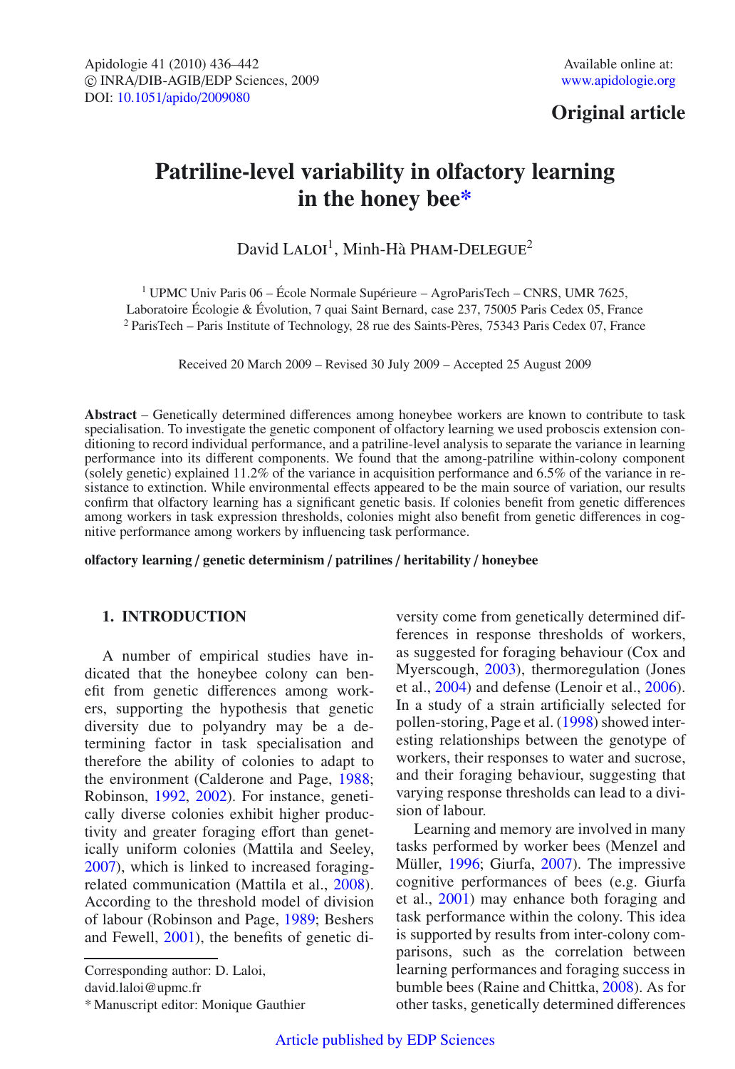**Original article**

# Patriline-level variability in olfactory learning in the honey bee*

David Laloi[1], Minh-Hà Pham-Delegue[2]

[1] UPMC Univ Paris 06 – École Normale Supérieure – AgroParisTech – CNRS, UMR 7625, Laboratoire Écologie & Évolution, 7 quai Saint Bernard, case 237, 75005 Paris Cedex 05, France
[2] ParisTech – Paris Institute of Technology, 28 rue des Saints-Pères, 75343 Paris Cedex 07, France

Received 20 March 2009 – Revised 30 July 2009 – Accepted 25 August 2009

**Abstract** – Genetically determined differences among honeybee workers are known to contribute to task specialisation. To investigate the genetic component of olfactory learning we used proboscis extension conditioning to record individual performance, and a patriline-level analysis to separate the variance in learning performance into its different components. We found that the among-patriline within-colony component (solely genetic) explained 11.2% of the variance in acquisition performance and 6.5% of the variance in resistance to extinction. While environmental effects appeared to be the main source of variation, our results confirm that olfactory learning has a significant genetic basis. If colonies benefit from genetic differences among workers in task expression thresholds, colonies might also benefit from genetic differences in cognitive performance among workers by influencing task performance.

**olfactory learning / genetic determinism / patrilines / heritability / honeybee**

## 1. INTRODUCTION

A number of empirical studies have indicated that the honeybee colony can benefit from genetic differences among workers, supporting the hypothesis that genetic diversity due to polyandry may be a determining factor in task specialisation and therefore the ability of colonies to adapt to the environment (Calderone and Page, 1988; Robinson, 1992, 2002). For instance, genetically diverse colonies exhibit higher productivity and greater foraging effort than genetically uniform colonies (Mattila and Seeley, 2007), which is linked to increased foraging-related communication (Mattila et al., 2008). According to the threshold model of division of labour (Robinson and Page, 1989; Besherss and Fewell, 2001), the benefits of genetic diversity come from genetically determined differences in response thresholds of workers, as suggested for foraging behaviour (Cox and Myerscough, 2003), thermoregulation (Jones et al., 2004) and defense (Lenoir et al., 2006). In a study of a strain artificially selected for pollen-storing, Page et al. (1998) showed interesting relationships between the genotype of workers, their responses to water and sucrose, and their foraging behaviour, suggesting that varying response thresholds can lead to a division of labour.

Learning and memory are involved in many tasks performed by worker bees (Menzel and Müller, 1996; Giurfa, 2007). The impressive cognitive performances of bees (e.g. Giurfa et al., 2001) may enhance both foraging and task performance within the colony. This idea is supported by results from inter-colony comparisons, such as the correlation between learning performances and foraging success in bumble bees (Raine and Chittka, 2008). As for other tasks, genetically determined differences

Corresponding author: D. Laloi, david.laloi@upmc.fr
* Manuscript editor: Monique Gauthier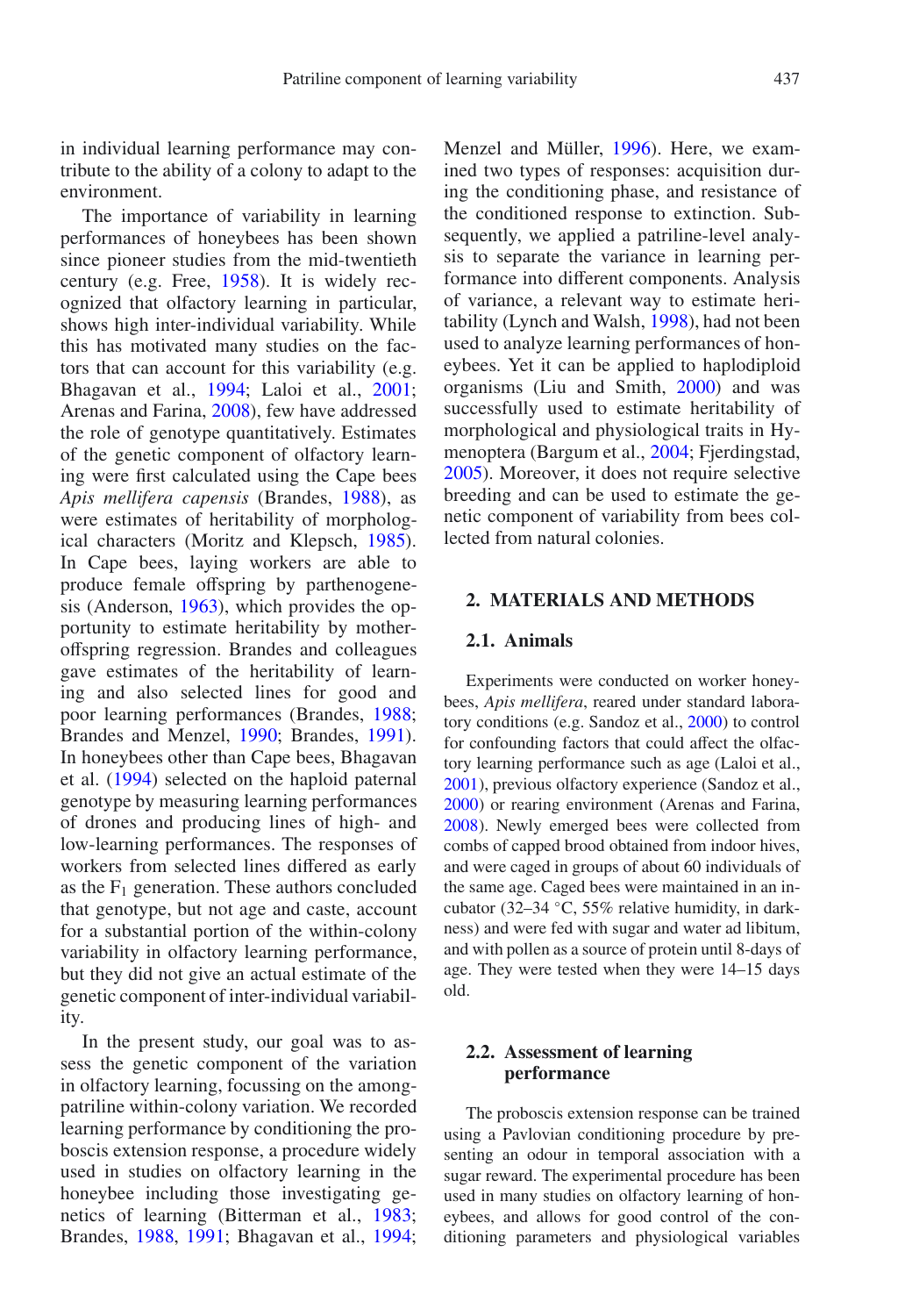in individual learning performance may contribute to the ability of a colony to adapt to the environment.

The importance of variability in learning performances of honeybees has been shown since pioneer studies from the mid-twentieth century (e.g. Free, 1958). It is widely recognized that olfactory learning in particular, shows high inter-individual variability. While this has motivated many studies on the factors that can account for this variability (e.g. Bhagavan et al., 1994; Laloi et al., 2001; Arenas and Farina, 2008), few have addressed the role of genotype quantitatively. Estimates of the genetic component of olfactory learning were first calculated using the Cape bees *Apis mellifera capensis* (Brandes, 1988), as were estimates of heritability of morphological characters (Moritz and Klepsch, 1985). In Cape bees, laying workers are able to produce female offspring by parthenogenesis (Anderson, 1963), which provides the opportunity to estimate heritability by mother-offspring regression. Brandes and colleagues gave estimates of the heritability of learning and also selected lines for good and poor learning performances (Brandes, 1988; Brandes and Menzel, 1990; Brandes, 1991). In honeybees other than Cape bees, Bhagavan et al. (1994) selected on the haploid paternal genotype by measuring learning performances of drones and producing lines of high- and low-learning performances. The responses of workers from selected lines differed as early as the $F_1$ generation. These authors concluded that genotype, but not age and caste, account for a substantial portion of the within-colony variability in olfactory learning performance, but they did not give an actual estimate of the genetic component of inter-individual variability.

In the present study, our goal was to assess the genetic component of the variation in olfactory learning, focussing on the among-patriline within-colony variation. We recorded learning performance by conditioning the proboscis extension response, a procedure widely used in studies on olfactory learning in the honeybee including those investigating genetics of learning (Bitterman et al., 1983; Brandes, 1988, 1991; Bhagavan et al., 1994; Menzel and Müller, 1996). Here, we examined two types of responses: acquisition during the conditioning phase, and resistance of the conditioned response to extinction. Subsequently, we applied a patriline-level analysis to separate the variance in learning performance into different components. Analysis of variance, a relevant way to estimate heritability (Lynch and Walsh, 1998), had not been used to analyze learning performances of honeybees. Yet it can be applied to haplodiploid organisms (Liu and Smith, 2000) and was successfully used to estimate heritability of morphological and physiological traits in Hymenoptera (Bargum et al., 2004; Fjerdingstad, 2005). Moreover, it does not require selective breeding and can be used to estimate the genetic component of variability from bees collected from natural colonies.

## 2. MATERIALS AND METHODS

### 2.1. Animals

Experiments were conducted on worker honeybees, *Apis mellifera*, reared under standard laboratory conditions (e.g. Sandoz et al., 2000) to control for confounding factors that could affect the olfactory learning performance such as age (Laloi et al., 2001), previous olfactory experience (Sandoz et al., 2000) or rearing environment (Arenas and Farina, 2008). Newly emerged bees were collected from combs of capped brood obtained from indoor hives, and were caged in groups of about 60 individuals of the same age. Caged bees were maintained in an incubator (32–34 °C, 55% relative humidity, in darkness) and were fed with sugar and water ad libitum, and with pollen as a source of protein until 8-days of age. They were tested when they were 14–15 days old.

### 2.2. Assessment of learning performance

The proboscis extension response can be trained using a Pavlovian conditioning procedure by presenting an odour in temporal association with a sugar reward. The experimental procedure has been used in many studies on olfactory learning of honeybees, and allows for good control of the conditioning parameters and physiological variables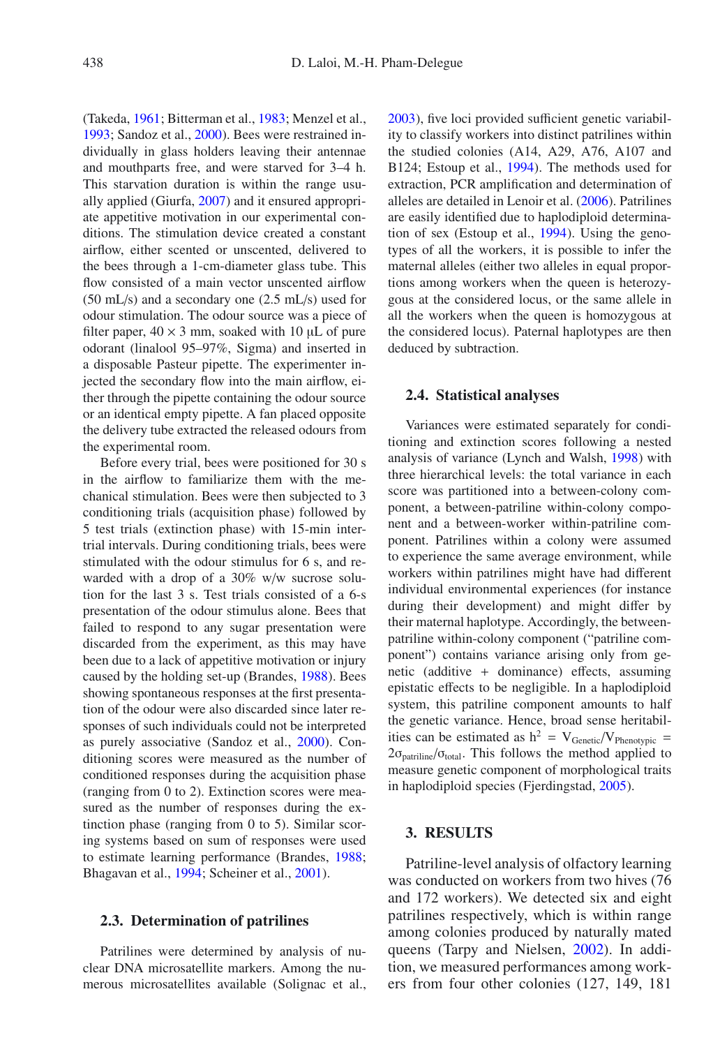(Takeda, 1961; Bitterman et al., 1983; Menzel et al., 1993; Sandoz et al., 2000). Bees were restrained individually in glass holders leaving their antennae and mouthparts free, and were starved for 3–4 h. This starvation duration is within the range usually applied (Giurfa, 2007) and it ensured appropriate appetitive motivation in our experimental conditions. The stimulation device created a constant airflow, either scented or unscented, delivered to the bees through a 1-cm-diameter glass tube. This flow consisted of a main vector unscented airflow (50 mL/s) and a secondary one (2.5 mL/s) used for odour stimulation. The odour source was a piece of filter paper, 40 × 3 mm, soaked with 10 μL of pure odorant (linalool 95–97%, Sigma) and inserted in a disposable Pasteur pipette. The experimenter injected the secondary flow into the main airflow, either through the pipette containing the odour source or an identical empty pipette. A fan placed opposite the delivery tube extracted the released odours from the experimental room.

Before every trial, bees were positioned for 30 s in the airflow to familiarize them with the mechanical stimulation. Bees were then subjected to 3 conditioning trials (acquisition phase) followed by 5 test trials (extinction phase) with 15-min intertrial intervals. During conditioning trials, bees were stimulated with the odour stimulus for 6 s, and rewarded with a drop of a 30% w/w sucrose solution for the last 3 s. Test trials consisted of a 6-s presentation of the odour stimulus alone. Bees that failed to respond to any sugar presentation were discarded from the experiment, as this may have been due to a lack of appetitive motivation or injury caused by the holding set-up (Brandes, 1988). Bees showing spontaneous responses at the first presentation of the odour were also discarded since later responses of such individuals could not be interpreted as purely associative (Sandoz et al., 2000). Conditioning scores were measured as the number of conditioned responses during the acquisition phase (ranging from 0 to 2). Extinction scores were measured as the number of responses during the extinction phase (ranging from 0 to 5). Similar scoring systems based on sum of responses were used to estimate learning performance (Brandes, 1988; Bhagavan et al., 1994; Scheiner et al., 2001).

### 2.3. Determination of patrilines

Patrilines were determined by analysis of nuclear DNA microsatellite markers. Among the numerous microsatellites available (Solignac et al., 2003), five loci provided sufficient genetic variability to classify workers into distinct patrilines within the studied colonies (A14, A29, A76, A107 and B124; Estoup et al., 1994). The methods used for extraction, PCR amplification and determination of alleles are detailed in Lenoir et al. (2006). Patrilines are easily identified due to haplodiploid determination of sex (Estoup et al., 1994). Using the genotypes of all the workers, it is possible to infer the maternal alleles (either two alleles in equal proportions among workers when the queen is heterozygous at the considered locus, or the same allele in all the workers when the queen is homozygous at the considered locus). Paternal haplotypes are then deduced by subtraction.

### 2.4. Statistical analyses

Variances were estimated separately for conditioning and extinction scores following a nested analysis of variance (Lynch and Walsh, 1998) with three hierarchical levels: the total variance in each score was partitioned into a between-colony component, a between-patriline within-colony component and a between-worker within-patriline component. Patrilines within a colony were assumed to experience the same average environment, while workers within patrilines might have had different individual environmental experiences (for instance during their development) and might differ by their maternal haplotype. Accordingly, the between-patriline within-colony component ("patriline component") contains variance arising only from genetic (additive + dominance) effects, assuming epistatic effects to be negligible. In a haplodiploid system, this patriline component amounts to half the genetic variance. Hence, broad sense heritabilities can be estimated as $h^2 = V_{Genetic}/V_{Phenotypic} = 2\sigma_{patriline}/\sigma_{total}$. This follows the method applied to measure genetic component of morphological traits in haplodiploid species (Fjerdingstad, 2005).

## 3. RESULTS

Patriline-level analysis of olfactory learning was conducted on workers from two hives (76 and 172 workers). We detected six and eight patrilines respectively, which is within range among colonies produced by naturally mated queens (Tarpy and Nielsen, 2002). In addition, we measured performances among workers from four other colonies (127, 149, 181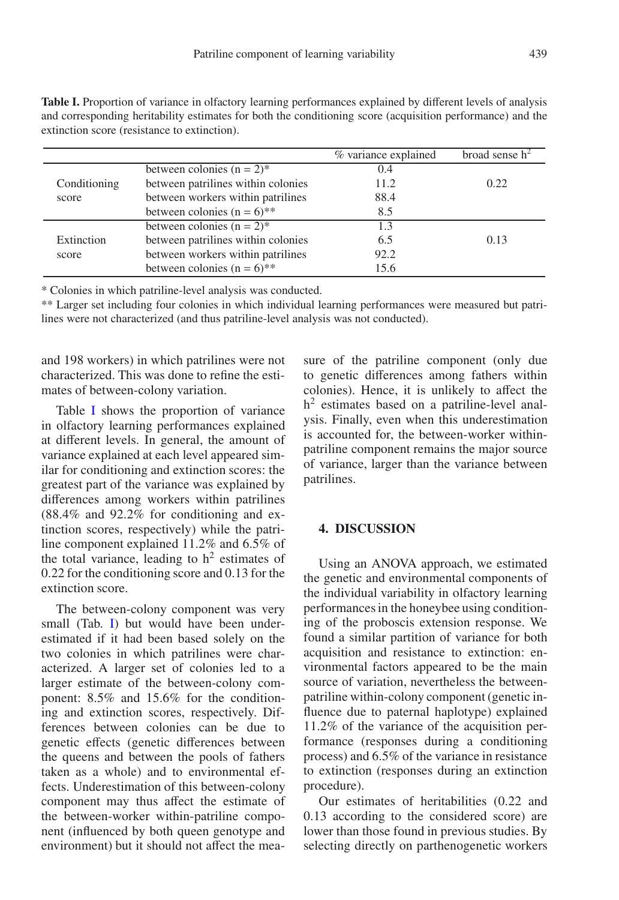**Table I.** Proportion of variance in olfactory learning performances explained by different levels of analysis and corresponding heritability estimates for both the conditioning score (acquisition performance) and the extinction score (resistance to extinction).

| | | % variance explained | broad sense $h^2$ |
|---|---|---|---|
| Conditioning score | between colonies (n = 2)* | 0.4 | |
| | between patrilines within colonies | 11.2 | 0.22 |
| | between workers within patrilines | 88.4 | |
| | between colonies (n = 6)** | 8.5 | |
| Extinction score | between colonies (n = 2)* | 1.3 | |
| | between patrilines within colonies | 6.5 | 0.13 |
| | between workers within patrilines | 92.2 | |
| | between colonies (n = 6)** | 15.6 | |

* Colonies in which patriline-level analysis was conducted.

** Larger set including four colonies in which individual learning performances were measured but patrilines were not characterized (and thus patriline-level analysis was not conducted).

and 198 workers) in which patrilines were not characterized. This was done to refine the estimates of between-colony variation.

Table I shows the proportion of variance in olfactory learning performances explained at different levels. In general, the amount of variance explained at each level appeared similar for conditioning and extinction scores: the greatest part of the variance was explained by differences among workers within patrilines (88.4% and 92.2% for conditioning and extinction scores, respectively) while the patriline component explained 11.2% and 6.5% of the total variance, leading to $h^2$ estimates of 0.22 for the conditioning score and 0.13 for the extinction score.

The between-colony component was very small (Tab. I) but would have been underestimated if it had been based solely on the two colonies in which patrilines were characterized. A larger set of colonies led to a larger estimate of the between-colony component: 8.5% and 15.6% for the conditioning and extinction scores, respectively. Differences between colonies can be due to genetic effects (genetic differences between the queens and between the pools of fathers taken as a whole) and to environmental effects. Underestimation of this between-colony component may thus affect the estimate of the between-worker within-patriline component (influenced by both queen genotype and environment) but it should not affect the measure of the patriline component (only due to genetic differences among fathers within colonies). Hence, it is unlikely to affect the $h^2$ estimates based on a patriline-level analysis. Finally, even when this underestimation is accounted for, the between-worker within-patriline component remains the major source of variance, larger than the variance between patrilines.

## 4. DISCUSSION

Using an ANOVA approach, we estimated the genetic and environmental components of the individual variability in olfactory learning performances in the honeybee using conditioning of the proboscis extension response. We found a similar partition of variance for both acquisition and resistance to extinction: environmental factors appeared to be the main source of variation, nevertheless the between-patriline within-colony component (genetic influence due to paternal haplotype) explained 11.2% of the variance of the acquisition performance (responses during a conditioning process) and 6.5% of the variance in resistance to extinction (responses during an extinction procedure).

Our estimates of heritabilities (0.22 and 0.13 according to the considered score) are lower than those found in previous studies. By selecting directly on parthenogenetic workers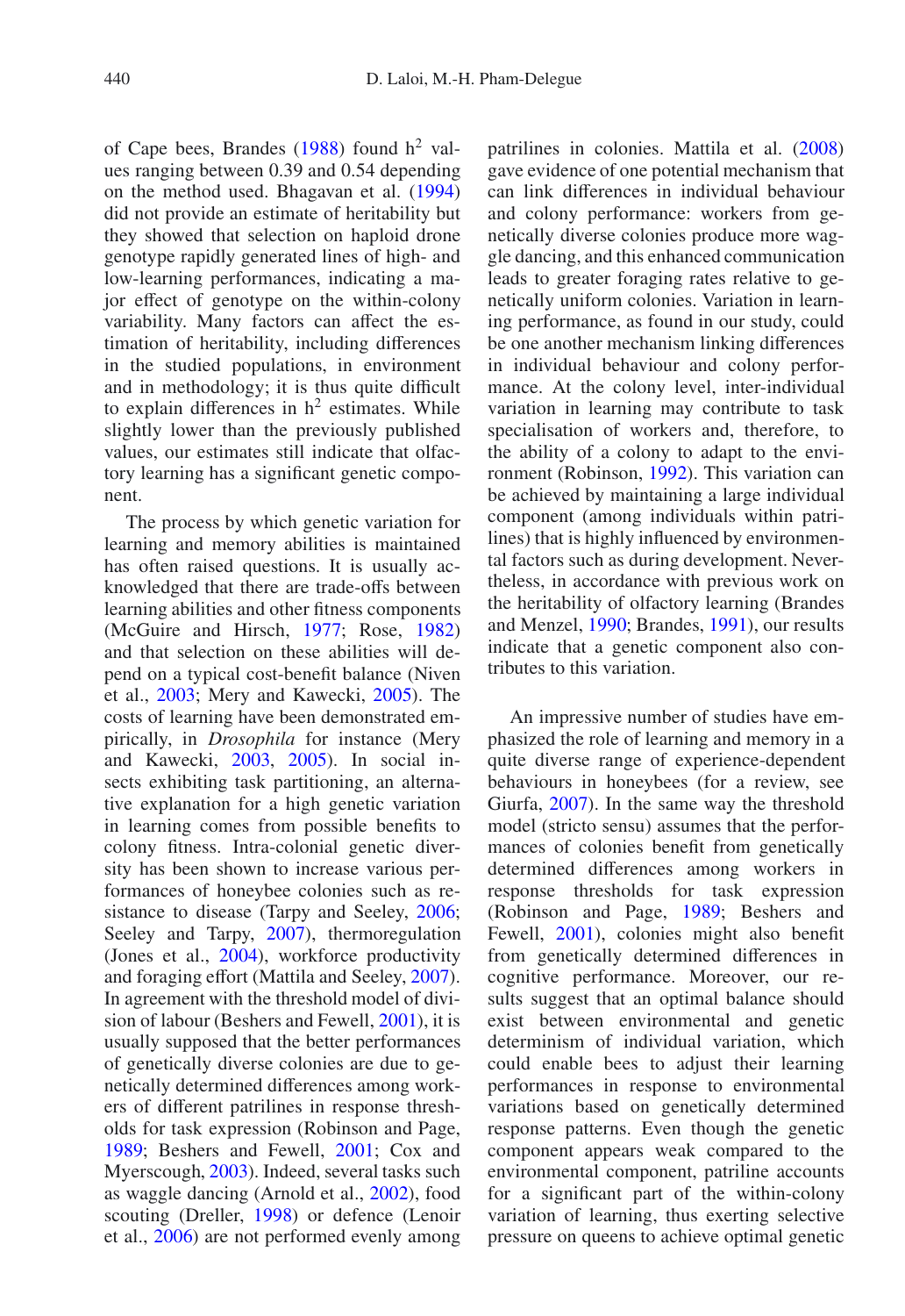of Cape bees, Brandes (1988) found $h^2$ values ranging between 0.39 and 0.54 depending on the method used. Bhagavan et al. (1994) did not provide an estimate of heritability but they showed that selection on haploid drone genotype rapidly generated lines of high- and low-learning performances, indicating a major effect of genotype on the within-colony variability. Many factors can affect the estimation of heritability, including differences in the studied populations, in environment and in methodology; it is thus quite difficult to explain differences in $h^2$ estimates. While slightly lower than the previously published values, our estimates still indicate that olfactory learning has a significant genetic component.

The process by which genetic variation for learning and memory abilities is maintained has often raised questions. It is usually acknowledged that there are trade-offs between learning abilities and other fitness components (McGuire and Hirsch, 1977; Rose, 1982) and that selection on these abilities will depend on a typical cost-benefit balance (Niven et al., 2003; Mery and Kawecki, 2005). The costs of learning have been demonstrated empirically, in *Drosophila* for instance (Mery and Kawecki, 2003, 2005). In social insects exhibiting task partitioning, an alternative explanation for a high genetic variation in learning comes from possible benefits to colony fitness. Intra-colonial genetic diversity has been shown to increase various performances of honeybee colonies such as resistance to disease (Tarpy and Seeley, 2006; Seeley and Tarpy, 2007), thermoregulation (Jones et al., 2004), workforce productivity and foraging effort (Mattila and Seeley, 2007). In agreement with the threshold model of division of labour (Beshers and Fewell, 2001), it is usually supposed that the better performances of genetically diverse colonies are due to genetically determined differences among workers of different patrilines in response thresholds for task expression (Robinson and Page, 1989; Beshers and Fewell, 2001; Cox and Myerscough, 2003). Indeed, several tasks such as waggle dancing (Arnold et al., 2002), food scouting (Dreller, 1998) or defence (Lenoir et al., 2006) are not performed evenly among patrilines in colonies. Mattila et al. (2008) gave evidence of one potential mechanism that can link differences in individual behaviour and colony performance: workers from genetically diverse colonies produce more waggle dancing, and this enhanced communication leads to greater foraging rates relative to genetically uniform colonies. Variation in learning performance, as found in our study, could be one another mechanism linking differences in individual behaviour and colony performance. At the colony level, inter-individual variation in learning may contribute to task specialisation of workers and, therefore, to the ability of a colony to adapt to the environment (Robinson, 1992). This variation can be achieved by maintaining a large individual component (among individuals within patrilines) that is highly influenced by environmental factors such as during development. Nevertheless, in accordance with previous work on the heritability of olfactory learning (Brandes and Menzel, 1990; Brandes, 1991), our results indicate that a genetic component also contributes to this variation.

An impressive number of studies have emphasized the role of learning and memory in a quite diverse range of experience-dependent behaviours in honeybees (for a review, see Giurfa, 2007). In the same way the threshold model (stricto sensu) assumes that the performances of colonies benefit from genetically determined differences among workers in response thresholds for task expression (Robinson and Page, 1989; Beshers and Fewell, 2001), colonies might also benefit from genetically determined differences in cognitive performance. Moreover, our results suggest that an optimal balance should exist between environmental and genetic determinism of individual variation, which could enable bees to adjust their learning performances in response to environmental variations based on genetically determined response patterns. Even though the genetic component appears weak compared to the environmental component, patriline accounts for a significant part of the within-colony variation of learning, thus exerting selective pressure on queens to achieve optimal genetic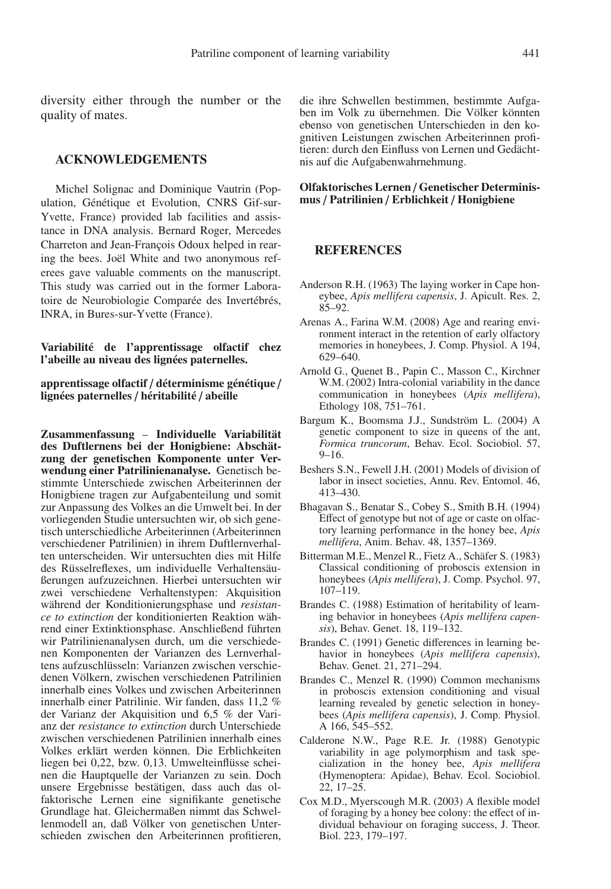diversity either through the number or the quality of mates.

## ACKNOWLEDGEMENTS

Michel Solignac and Dominique Vautrin (Population, Génétique et Evolution, CNRS Gif-sur-Yvette, France) provided lab facilities and assistance in DNA analysis. Bernard Roger, Mercedes Charreton and Jean-François Odoux helped in rearing the bees. Joël White and two anonymous referees gave valuable comments on the manuscript. This study was carried out in the former Laboratoire de Neurobiologie Comparée des Invertébrés, INRA, in Bures-sur-Yvette (France).

**Variabilité de l'apprentissage olfactif chez l'abeille au niveau des lignées paternelles.**

**apprentissage olfactif / déterminisme génétique / lignées paternelles / héritabilité / abeille**

**Zusammenfassung** – **Individuelle Variabilität des Duftlernens bei der Honigbiene: Abschätzung der genetischen Komponente unter Verwendung einer Patrilinienanalyse.** Genetisch bestimmte Unterschiede zwischen Arbeiterinnen der Honigbiene tragen zur Aufgabenteilung und somit zur Anpassung des Volkes an die Umwelt bei. In der vorliegenden Studie untersuchten wir, ob sich genetisch unterschiedliche Arbeiterinnen (Arbeiterinnen verschiedener Patrilinien) in ihrem Duftlernverhalten unterscheiden. Wir untersuchten dies mit Hilfe des Rüsselreflexes, um individuelle Verhaltensäußerungen aufzuzeichnen. Hierbei untersuchten wir zwei verschiedene Verhaltenstypen: Akquisition während der Konditionierungsphase und *resistance to extinction* der konditionierten Reaktion während einer Extinktionsphase. Anschließend führten wir Patrilinienanalysen durch, um die verschiedenen Komponenten der Varianzen des Lernverhaltens aufzuschlüsseln: Varianzen zwischen verschiedenen Völkern, zwischen verschiedenen Patrilinien innerhalb eines Volkes und zwischen Arbeiterinnen innerhalb einer Patrilinie. Wir fanden, dass 11,2 % der Varianz der Akquisition und 6,5 % der Varianz der *resistance to extinction* durch Unterschiede zwischen verschiedenen Patrilinien innerhalb eines Volkes erklärt werden können. Die Erblichkeiten liegen bei 0,22, bzw. 0,13. Umwelteinflüsse scheinen die Hauptquelle der Varianzen zu sein. Doch unsere Ergebnisse bestätigen, dass auch das olfaktorische Lernen eine signifikante genetische Grundlage hat. Gleichermaßen nimmt das Schwellenmodell an, daß Völker von genetischen Unterschieden zwischen den Arbeiterinnen profitieren, die ihre Schwellen bestimmen, bestimmte Aufgaben im Volk zu übernehmen. Die Völker könnten ebenso von genetischen Unterschieden in den kognitiven Leistungen zwischen Arbeiterinnen profitieren: durch den Einfluss von Lernen und Gedächtnis auf die Aufgabenwahrnehmung.

**Olfaktorisches Lernen / Genetischer Determinismus / Patrilinien / Erblichkeit / Honigbiene**

## REFERENCES

Anderson R.H. (1963) The laying worker in Cape honeybee, *Apis mellifera capensis*, J. Apicult. Res. 2, 85–92.

Arenas A., Farina W.M. (2008) Age and rearing environment interact in the retention of early olfactory memories in honeybees, J. Comp. Physiol. A 194, 629–640.

Arnold G., Quenet B., Papin C., Masson C., Kirchner W.M. (2002) Intra-colonial variability in the dance communication in honeybees (*Apis mellifera*), Ethology 108, 751–761.

Bargum K., Boomsma J.J., Sundström L. (2004) A genetic component to size in queens of the ant, *Formica truncorum*, Behav. Ecol. Sociobiol. 57, 9–16.

Beshers S.N., Fewell J.H. (2001) Models of division of labor in insect societies, Annu. Rev. Entomol. 46, 413–430.

Bhagavan S., Benatar S., Cobey S., Smith B.H. (1994) Effect of genotype but not of age or caste on olfactory learning performance in the honey bee, *Apis mellifera*, Anim. Behav. 48, 1357–1369.

Bitterman M.E., Menzel R., Fietz A., Schäfer S. (1983) Classical conditioning of proboscis extension in honeybees (*Apis mellifera*), J. Comp. Psychol. 97, 107–119.

Brandes C. (1988) Estimation of heritability of learning behavior in honeybees (*Apis mellifera capensis*), Behav. Genet. 18, 119–132.

Brandes C. (1991) Genetic differences in learning behavior in honeybees (*Apis mellifera capensis*), Behav. Genet. 21, 271–294.

Brandes C., Menzel R. (1990) Common mechanisms in proboscis extension conditioning and visual learning revealed by genetic selection in honeybees (*Apis mellifera capensis*), J. Comp. Physiol. A 166, 545–552.

Calderone N.W., Page R.E. Jr. (1988) Genotypic variability in age polymorphism and task specialization in the honey bee, *Apis mellifera* (Hymenoptera: Apidae), Behav. Ecol. Sociobiol. 22, 17–25.

Cox M.D., Myerscough M.R. (2003) A flexible model of foraging by a honey bee colony: the effect of individual behaviour on foraging success, J. Theor. Biol. 223, 179–197.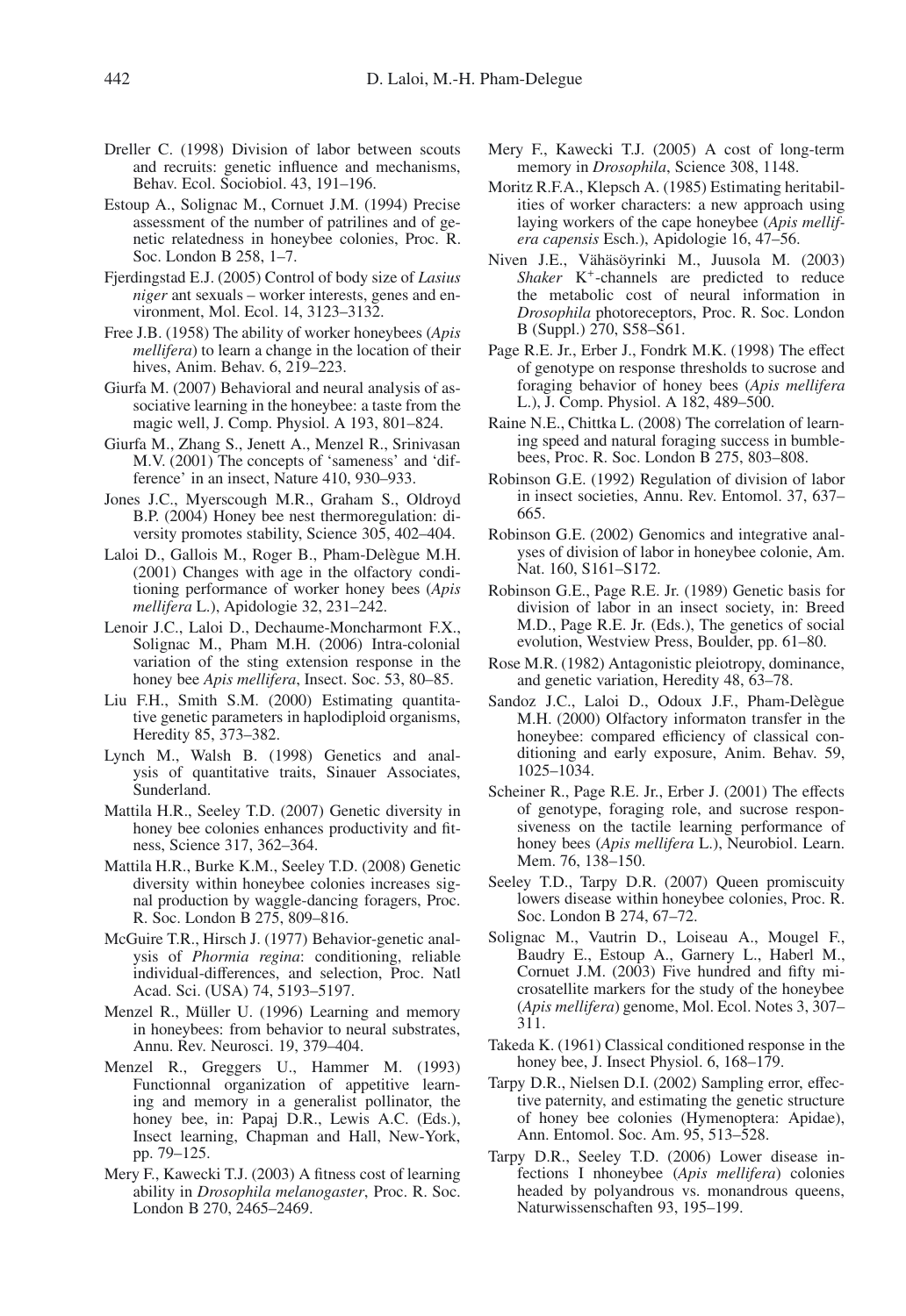Dreller C. (1998) Division of labor between scouts and recruits: genetic influence and mechanisms, Behav. Ecol. Sociobiol. 43, 191–196.

Estoup A., Solignac M., Cornuet J.M. (1994) Precise assessment of the number of patrilines and of genetic relatedness in honeybee colonies, Proc. R. Soc. London B 258, 1–7.

Fjerdingstad E.J. (2005) Control of body size of *Lasius niger* ant sexuals – worker interests, genes and environment, Mol. Ecol. 14, 3123–3132.

Free J.B. (1958) The ability of worker honeybees (*Apis mellifera*) to learn a change in the location of their hives, Anim. Behav. 6, 219–223.

Giurfa M. (2007) Behavioral and neural analysis of associative learning in the honeybee: a taste from the magic well, J. Comp. Physiol. A 193, 801–824.

Giurfa M., Zhang S., Jenett A., Menzel R., Srinivasan M.V. (2001) The concepts of 'sameness' and 'difference' in an insect, Nature 410, 930–933.

Jones J.C., Myerscough M.R., Graham S., Oldroyd B.P. (2004) Honey bee nest thermoregulation: diversity promotes stability, Science 305, 402–404.

Laloi D., Gallois M., Roger B., Pham-Delègue M.H. (2001) Changes with age in the olfactory conditioning performance of worker honey bees (*Apis mellifera* L.), Apidologie 32, 231–242.

Lenoir J.C., Laloi D., Dechaume-Moncharmont F.X., Solignac M., Pham M.H. (2006) Intra-colonial variation of the sting extension response in the honey bee *Apis mellifera*, Insect. Soc. 53, 80–85.

Liu F.H., Smith S.M. (2000) Estimating quantitative genetic parameters in haplodiploid organisms, Heredity 85, 373–382.

Lynch M., Walsh B. (1998) Genetics and analysis of quantitative traits, Sinauer Associates, Sunderland.

Mattila H.R., Seeley T.D. (2007) Genetic diversity in honey bee colonies enhances productivity and fitness, Science 317, 362–364.

Mattila H.R., Burke K.M., Seeley T.D. (2008) Genetic diversity within honeybee colonies increases signal production by waggle-dancing foragers, Proc. R. Soc. London B 275, 809–816.

McGuire T.R., Hirsch J. (1977) Behavior-genetic analysis of *Phormia regina*: conditioning, reliable individual-differences, and selection, Proc. Natl Acad. Sci. (USA) 74, 5193–5197.

Menzel R., Müller U. (1996) Learning and memory in honeybees: from behavior to neural substrates, Annu. Rev. Neurosci. 19, 379–404.

Menzel R., Greggers U., Hammer M. (1993) Functionnal organization of appetitive learning and memory in a generalist pollinator, the honey bee, in: Papaj D.R., Lewis A.C. (Eds.), Insect learning, Chapman and Hall, New-York, pp. 79–125.

Mery F., Kawecki T.J. (2003) A fitness cost of learning ability in *Drosophila melanogaster*, Proc. R. Soc. London B 270, 2465–2469.

Mery F., Kawecki T.J. (2005) A cost of long-term memory in *Drosophila*, Science 308, 1148.

Moritz R.F.A., Klepsch A. (1985) Estimating heritabilities of worker characters: a new approach using laying workers of the cape honeybee (*Apis mellifera capensis* Esch.), Apidologie 16, 47–56.

Niven J.E., Vähäsöyrinki M., Juusola M. (2003) *Shaker* $K^+$-channels are predicted to reduce the metabolic cost of neural information in *Drosophila* photoreceptors, Proc. R. Soc. London B (Suppl.) 270, S58–S61.

Page R.E. Jr., Erber J., Fondrk M.K. (1998) The effect of genotype on response thresholds to sucrose and foraging behavior of honey bees (*Apis mellifera* L.), J. Comp. Physiol. A 182, 489–500.

Raine N.E., Chittka L. (2008) The correlation of learning speed and natural foraging success in bumblebees, Proc. R. Soc. London B 275, 803–808.

Robinson G.E. (1992) Regulation of division of labor in insect societies, Annu. Rev. Entomol. 37, 637–665.

Robinson G.E. (2002) Genomics and integrative analyses of division of labor in honeybee colonie, Am. Nat. 160, S161–S172.

Robinson G.E., Page R.E. Jr. (1989) Genetic basis for division of labor in an insect society, in: Breed M.D., Page R.E. Jr. (Eds.), The genetics of social evolution, Westview Press, Boulder, pp. 61–80.

Rose M.R. (1982) Antagonistic pleiotropy, dominance, and genetic variation, Heredity 48, 63–78.

Sandoz J.C., Laloi D., Odoux J.F., Pham-Delègue M.H. (2000) Olfactory informaton transfer in the honeybee: compared efficiency of classical conditioning and early exposure, Anim. Behav. 59, 1025–1034.

Scheiner R., Page R.E. Jr., Erber J. (2001) The effects of genotype, foraging role, and sucrose responsiveness on the tactile learning performance of honey bees (*Apis mellifera* L.), Neurobiol. Learn. Mem. 76, 138–150.

Seeley T.D., Tarpy D.R. (2007) Queen promiscuity lowers disease within honeybee colonies, Proc. R. Soc. London B 274, 67–72.

Solignac M., Vautrin D., Loiseau A., Mougel F., Baudry E., Estoup A., Garnery L., Haberl M., Cornuet J.M. (2003) Five hundred and fifty microsatellite markers for the study of the honeybee (*Apis mellifera*) genome, Mol. Ecol. Notes 3, 307–311.

Takeda K. (1961) Classical conditioned response in the honey bee, J. Insect Physiol. 6, 168–179.

Tarpy D.R., Nielsen D.I. (2002) Sampling error, effective paternity, and estimating the genetic structure of honey bee colonies (Hymenoptera: Apidae), Ann. Entomol. Soc. Am. 95, 513–528.

Tarpy D.R., Seeley T.D. (2006) Lower disease infections I nhoneybee (*Apis mellifera*) colonies headed by polyandrous vs. monandrous queens, Naturwissenschaften 93, 195–199.